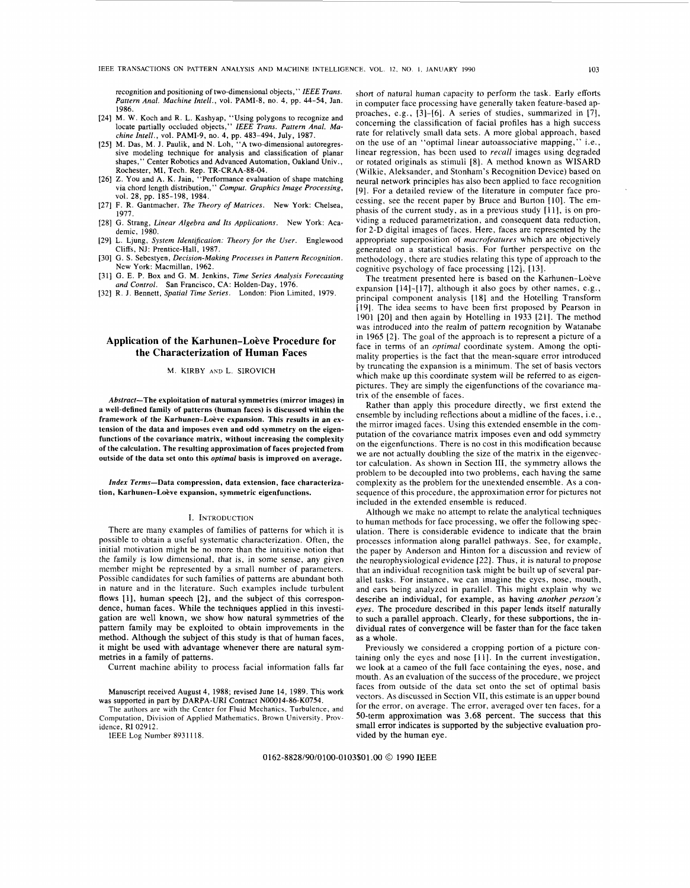recognition and positioning of two-dimensional objects," *IEEE Trans. Pattern Anal. Machine Intell.*, vol. PAMI-8, no. 4, pp. 44–54, Jan. 1986.

[24] M. W. Koch and R. L. Kashyap, "Using polygons to recognize and locate partially occluded objects," *IEEE Trans. Pattern Anal. Machine Intell.*, vol. PAMI-9, no. 4, pp. 483–494, July, 1987.

[25] M. Das, M. J. Paulik, and N. Loh, "A two-dimensional autoregressive modeling technique for analysis and classification of planar shapes," Center Robotics and Advanced Automation, Oakland Univ., Rochester, MI, Tech. Rep. TR-CRAA-88-04.

[26] Z. You and A. K. Jain, "Performance evaluation of shape matching via chord length distribution," *Comput. Graphics Image Processing*, vol. 28, pp. 185–198, 1984.

[27] F. R. Gantmacher, *The Theory of Matrices*. New York: Chelsea, 1977.

[28] G. Strang, *Linear Algebra and Its Applications*. New York: Academic, 1980.

[29] L. Ljung, *System Identification: Theory for the User*. Englewood Cliffs, NJ: Prentice-Hall, 1987.

[30] G. S. Sebestyen, *Decision-Making Processes in Pattern Recognition*. New York: Macmillan, 1962.

[31] G. E. P. Box and G. M. Jenkins, *Time Series Analysis Forecasting and Control*. San Francisco, CA: Holden-Day, 1976.

[32] R. J. Bennett, *Spatial Time Series*. London: Pion Limited, 1979.

# Application of the Karhunen–Loève Procedure for the Characterization of Human Faces

M. KIRBY AND L. SIROVICH

***Abstract*—The exploitation of natural symmetries (mirror images) in a well-defined family of patterns (human faces) is discussed within the framework of the Karhunen–Loève expansion. This results in an extension of the data and imposes even and odd symmetry on the eigenfunctions of the covariance matrix, without increasing the complexity of the calculation. The resulting approximation of faces projected from outside of the data set onto this *optimal* basis is improved on average.**

***Index Terms*—Data compression, data extension, face characterization, Karhunen–Loève expansion, symmetric eigenfunctions.**

## I. Introduction

There are many examples of families of patterns for which it is possible to obtain a useful systematic characterization. Often, the initial motivation might be no more than the intuitive notion that the family is low dimensional, that is, in some sense, any given member might be represented by a small number of parameters. Possible candidates for such families of patterns are abundant both in nature and in the literature. Such examples include turbulent flows [1], human speech [2], and the subject of this correspondence, human faces. While the techniques applied in this investigation are well known, we show how natural symmetries of the pattern family may be exploited to obtain improvements in the method. Although the subject of this study is that of human faces, it might be used with advantage whenever there are natural symmetries in a family of patterns.

Current machine ability to process facial information falls far short of natural human capacity to perform the task. Early efforts in computer face processing have generally taken feature-based approaches, e.g., [3]–[6]. A series of studies, summarized in [7], concerning the classification of facial profiles has a high success rate for relatively small data sets. A more global approach, based on the use of an "optimal linear autoassociative mapping," i.e., linear regression, has been used to *recall* images using degraded or rotated originals as stimuli [8]. A method known as WISARD (Wilkie, Aleksander, and Stonham's Recognition Device) based on neural network principles has also been applied to face recognition [9]. For a detailed review of the literature in computer face processing, see the recent paper by Bruce and Burton [10]. The emphasis of the current study, as in a previous study [11], is on providing a reduced parametrization, and consequent data reduction, for 2-D digital images of faces. Here, faces are represented by the appropriate superposition of *macrofeatures* which are objectively generated on a statistical basis. For further perspective on the methodology, there are studies relating this type of approach to the cognitive psychology of face processing [12], [13].

The treatment presented here is based on the Karhunen–Loève expansion [14]–[17], although it also goes by other names, e.g., principal component analysis [18] and the Hotelling Transform [19]. The idea seems to have been first proposed by Pearson in 1901 [20] and then again by Hotelling in 1933 [21]. The method was introduced into the realm of pattern recognition by Watanabe in 1965 [2]. The goal of the approach is to represent a picture of a face in terms of an *optimal* coordinate system. Among the optimality properties is the fact that the mean-square error introduced by truncating the expansion is a minimum. The set of basis vectors which make up this coordinate system will be referred to as eigenpictures. They are simply the eigenfunctions of the covariance matrix of the ensemble of faces.

Rather than apply this procedure directly, we first extend the ensemble by including reflections about a midline of the faces, i.e., the mirror imaged faces. Using this extended ensemble in the computation of the covariance matrix imposes even and odd symmetry on the eigenfunctions. There is no cost in this modification because we are not actually doubling the size of the matrix in the eigenvector calculation. As shown in Section III, the symmetry allows the problem to be decoupled into two problems, each having the same complexity as the problem for the unextended ensemble. As a consequence of this procedure, the approximation error for pictures not included in the extended ensemble is reduced.

Although we make no attempt to relate the analytical techniques to human methods for face processing, we offer the following speculation. There is considerable evidence to indicate that the brain processes information along parallel pathways. See, for example, the paper by Anderson and Hinton for a discussion and review of the neurophysiological evidence [22]. Thus, it is natural to propose that an individual recognition task might be built up of several parallel tasks. For instance, we can imagine the eyes, nose, mouth, and ears being analyzed in parallel. This might explain why we describe an individual, for example, as having *another person's eyes*. The procedure described in this paper lends itself naturally to such a parallel approach. Clearly, for these subportions, the individual rates of convergence will be faster than for the face taken as a whole.

Previously we considered a cropping portion of a picture containing only the eyes and nose [11]. In the current investigation, we look at a cameo of the full face containing the eyes, nose, and mouth. As an evaluation of the success of the procedure, we project faces from outside of the data set onto the set of optimal basis vectors. As discussed in Section VII, this estimate is an upper bound for the error, on average. The error, averaged over ten faces, for a 50-term approximation was 3.68 percent. The success that this small error indicates is supported by the subjective evaluation provided by the human eye.

Manuscript received August 4, 1988; revised June 14, 1989. This work was supported in part by DARPA-URI Contract N00014-86-K0754.

The authors are with the Center for Fluid Mechanics, Turbulence, and Computation, Division of Applied Mathematics, Brown University, Providence, RI 02912.

IEEE Log Number 8931118.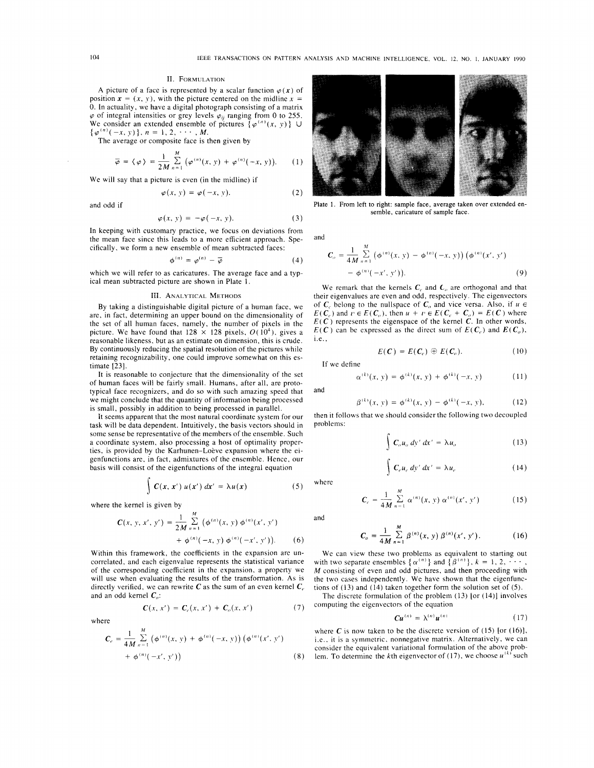## II. Formulation

A picture of a face is represented by a scalar function $\varphi(\mathbf{x})$ of position $\mathbf{x} = (x, y)$, with the picture centered on the midline $x = 0$. In actuality, we have a digital photograph consisting of a matrix $\varphi$ of integral intensities or grey levels $\varphi_{ij}$ ranging from 0 to 255. We consider an extended ensemble of pictures $\{\varphi^{(n)}(x, y)\} \cup \{\varphi^{(n)}(-x, y)\}$, $n = 1, 2, \cdots, M$.

The average or composite face is then given by

$$\bar{\varphi} = \langle \varphi \rangle = \frac{1}{2M} \sum_{n=1}^{M} (\varphi^{(n)}(x, y) + \varphi^{(n)}(-x, y)). \tag{1}$$

We will say that a picture is even (in the midline) if

$$\varphi(x, y) = \varphi(-x, y). \tag{2}$$

and odd if

$$\varphi(x, y) = -\varphi(-x, y). \tag{3}$$

In keeping with customary practice, we focus on deviations from the mean face since this leads to a more efficient approach. Specifically, we form a new ensemble of mean subtracted faces:

$$\phi^{(n)} = \varphi^{(n)} - \bar{\varphi} \tag{4}$$

which we will refer to as caricatures. The average face and a typical mean subtracted picture are shown in Plate 1.

Plate 1. From left to right: sample face, average taken over extended ensemble, caricature of sample face.

## III. Analytical Methods

By taking a distinguishable digital picture of a human face, we are, in fact, determining an upper bound on the dimensionality of the set of all human faces, namely, the number of pixels in the picture. We have found that $128 \times 128$ pixels, $O(10^4)$, gives a reasonable likeness, but as an estimate on dimension, this is crude. By continuously reducing the spatial resolution of the pictures while retaining recognizability, one could improve somewhat on this estimate [23].

It is reasonable to conjecture that the dimensionality of the set of human faces will be fairly small. Humans, after all, are prototypical face recognizers, and do so with such amazing speed that we might conclude that the quantity of information being processed is small, possibly in addition to being processed in parallel.

It seems apparent that the most natural coordinate system for our task will be data dependent. Intuitively, the basis vectors should in some sense be representative of the members of the ensemble. Such a coordinate system, also processing a host of optimality properties, is provided by the Karhunen–Loève expansion where the eigenfunctions are, in fact, admixtures of the ensemble. Hence, our basis will consist of the eigenfunctions of the integral equation

$$\int C(\mathbf{x}, \mathbf{x}')\, u(\mathbf{x}')\, d\mathbf{x}' = \lambda u(\mathbf{x}) \tag{5}$$

where the kernel is given by

$$C(x, y, x', y') = \frac{1}{2M} \sum_{n=1}^{M} (\phi^{(n)}(x, y)\, \phi^{(n)}(x', y') + \phi^{(n)}(-x, y)\, \phi^{(n)}(-x', y')). \tag{6}$$

Within this framework, the coefficients in the expansion are uncorrelated, and each eigenvalue represents the statistical variance of the corresponding coefficient in the expansion, a property we will use when evaluating the results of the transformation. As is directly verified, we can rewrite $C$ as the sum of an even kernel $C_e$ and an odd kernel $C_o$:

$$C(\mathbf{x}, \mathbf{x}') = C_e(\mathbf{x}, \mathbf{x}') + C_o(\mathbf{x}, \mathbf{x}') \tag{7}$$

where

$$C_e = \frac{1}{4M} \sum_{n=1}^{M} (\phi^{(n)}(x, y) + \phi^{(n)}(-x, y))\, (\phi^{(n)}(x', y') + \phi^{(n)}(-x', y')) \tag{8}$$

and

$$C_o = \frac{1}{4M} \sum_{n=1}^{M} (\phi^{(n)}(x, y) - \phi^{(n)}(-x, y))\, (\phi^{(n)}(x', y') - \phi^{(n)}(-x', y')). \tag{9}$$

We remark that the kernels $C_e$ and $C_o$ are orthogonal and that their eigenvalues are even and odd, respectively. The eigenvectors of $C_e$ belong to the nullspace of $C_o$ and vice versa. Also, if $u \in E(C_e)$ and $v \in E(C_o)$, then $u + v \in E(C_e + C_o) = E(C)$ where $E(C)$ represents the eigenspace of the kernel $C$. In other words, $E(C)$ can be expressed as the direct sum of $E(C_e)$ and $E(C_o)$, i.e.,

$$E(C) = E(C_e) \oplus E(C_o). \tag{10}$$

If we define

$$\alpha^{(k)}(x, y) = \phi^{(k)}(x, y) + \phi^{(k)}(-x, y) \tag{11}$$

and

$$\beta^{(k)}(x, y) = \phi^{(k)}(x, y) - \phi^{(k)}(-x, y), \tag{12}$$

then it follows that we should consider the following two decoupled problems:

$$\int C_o u_o\, dy'\, dx' = \lambda u_o \tag{13}$$

$$\int C_e u_e\, dy'\, dx' = \lambda u_e \tag{14}$$

where

$$C_e = \frac{1}{4M} \sum_{n=1}^{M} \alpha^{(n)}(x, y)\, \alpha^{(n)}(x', y') \tag{15}$$

and

$$C_o = \frac{1}{4M} \sum_{n=1}^{M} \beta^{(n)}(x, y)\, \beta^{(n)}(x', y'). \tag{16}$$

We can view these two problems as equivalent to starting out with two separate ensembles $\{\alpha^{(n)}\}$ and $\{\beta^{(n)}\}$, $k = 1, 2, \cdots, M$ consisting of even and odd pictures, and then proceeding with the two cases independently. We have shown that the eigenfunctions of (13) and (14) taken together form the solution set of (5).

The discrete formulation of the problem (13) [or (14)] involves computing the eigenvectors of the equation

$$C u^{(n)} = \lambda^{(n)} u^{(n)} \tag{17}$$

where $C$ is now taken to be the discrete version of (15) [or (16)], i.e., it is a symmetric, nonnegative matrix. Alternatively, we can consider the equivalent variational formulation of the above problem. To determine the $k$th eigenvector of (17), we choose $u^{(k)}$ such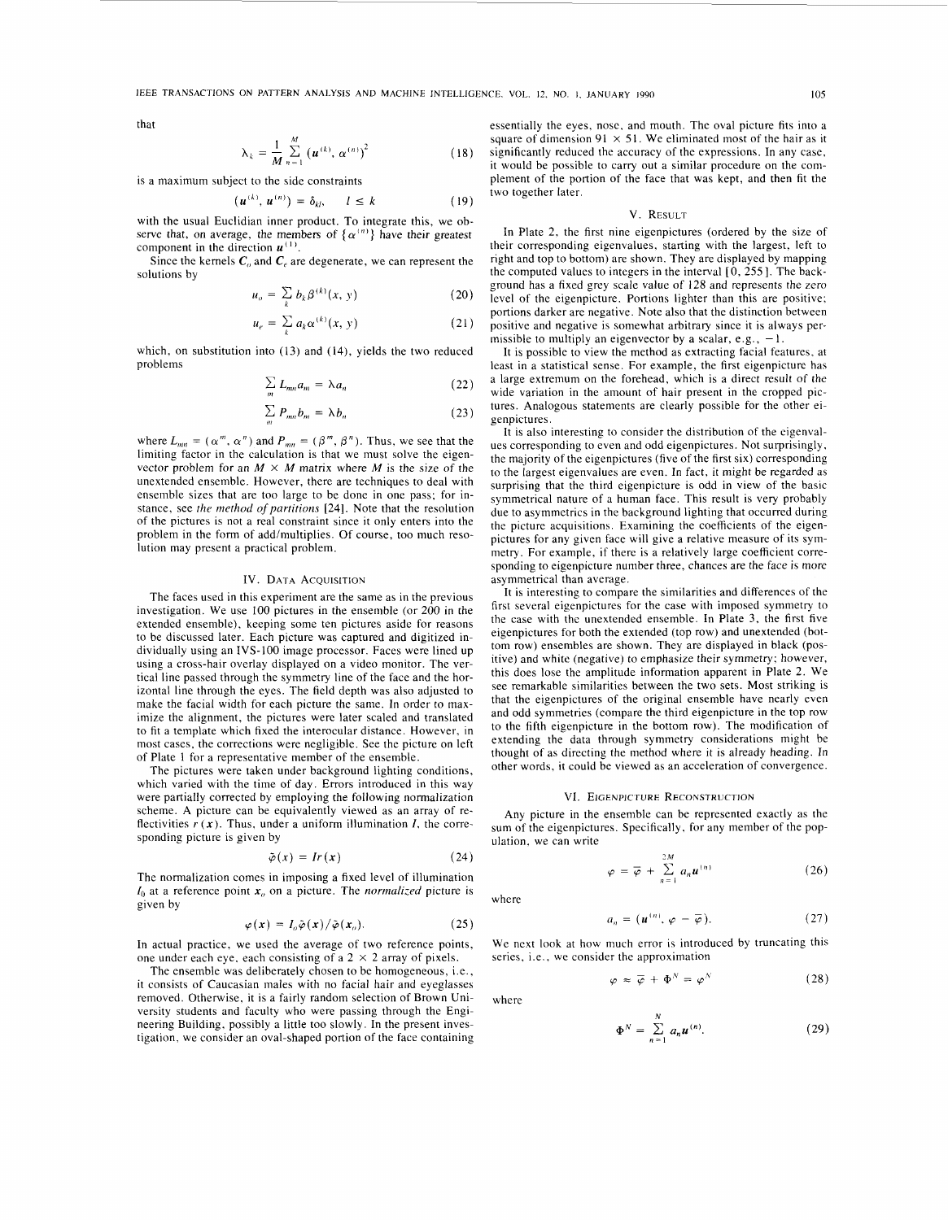that

$$\lambda_k = \frac{1}{M} \sum_{n=1}^{M} (\mathbf{u}^{(k)}, \alpha^{(n)})^2 \tag{18}$$

is a maximum subject to the side constraints

$$(\mathbf{u}^{(k)}, \mathbf{u}^{(l)}) = \delta_{kl}, \quad l \leq k \tag{19}$$

with the usual Euclidian inner product. To integrate this, we observe that, on average, the members of $\{\alpha^{(n)}\}$ have their greatest component in the direction $\mathbf{u}^{(1)}$.

Since the kernels $C_o$ and $C_e$ are degenerate, we can represent the solutions by

$$u_o = \sum_k b_k \beta^{(k)}(x, y) \tag{20}$$

$$u_e = \sum_k a_k \alpha^{(k)}(x, y) \tag{21}$$

which, on substitution into (13) and (14), yields the two reduced problems

$$\sum_m L_{mn} a_m = \lambda a_n \tag{22}$$

$$\sum_m P_{mn} b_m = \lambda b_n \tag{23}$$

where $L_{mn} = (\alpha^m, \alpha^n)$ and $P_{mn} = (\beta^m, \beta^n)$. Thus, we see that the limiting factor in the calculation is that we must solve the eigenvector problem for an $M \times M$ matrix where $M$ is the size of the unextended ensemble. However, there are techniques to deal with ensemble sizes that are too large to be done in one pass; for instance, see *the method of partitions* [24]. Note that the resolution of the pictures is not a real constraint since it only enters into the problem in the form of add/multiplies. Of course, too much resolution may present a practical problem.

## IV. Data Acquisition

The faces used in this experiment are the same as in the previous investigation. We use 100 pictures in the ensemble (or 200 in the extended ensemble), keeping some ten pictures aside for reasons to be discussed later. Each picture was captured and digitized individually using an IVS-100 image processor. Faces were lined up using a cross-hair overlay displayed on a video monitor. The vertical line passed through the symmetry line of the face and the horizontal line through the eyes. The field depth was also adjusted to make the facial width for each picture the same. In order to maximize the alignment, the pictures were later scaled and translated to fit a template which fixed the interocular distance. However, in most cases, the corrections were negligible. See the picture on left of Plate 1 for a representative member of the ensemble.

The pictures were taken under background lighting conditions, which varied with the time of day. Errors introduced in this way were partially corrected by employing the following normalization scheme. A picture can be equivalently viewed as an array of reflectivities $r(\mathbf{x})$. Thus, under a uniform illumination $I$, the corresponding picture is given by

$$\tilde{\varphi}(\mathbf{x}) = I r(\mathbf{x}) \tag{24}$$

The normalization comes in imposing a fixed level of illumination $I_0$ at a reference point $\mathbf{x}_o$ on a picture. The *normalized* picture is given by

$$\varphi(\mathbf{x}) = I_0 \tilde{\varphi}(\mathbf{x}) / \tilde{\varphi}(\mathbf{x}_o). \tag{25}$$

In actual practice, we used the average of two reference points, one under each eye, each consisting of a $2 \times 2$ array of pixels.

The ensemble was deliberately chosen to be homogeneous, i.e., it consists of Caucasian males with no facial hair and eyeglasses removed. Otherwise, it is a fairly random selection of Brown University students and faculty who were passing through the Engineering Building, possibly a little too slowly. In the present investigation, we consider an oval-shaped portion of the face containing essentially the eyes, nose, and mouth. The oval picture fits into a square of dimension $91 \times 51$. We eliminated most of the hair as it significantly reduced the accuracy of the expressions. In any case, it would be possible to carry out a similar procedure on the complement of the portion of the face that was kept, and then fit the two together later.

## V. Result

In Plate 2, the first nine eigenpictures (ordered by the size of their corresponding eigenvalues, starting with the largest, left to right and top to bottom) are shown. They are displayed by mapping the computed values to integers in the interval [0, 255]. The background has a fixed grey scale value of 128 and represents the zero level of the eigenpicture. Portions lighter than this are positive; portions darker are negative. Note also that the distinction between positive and negative is somewhat arbitrary since it is always permissible to multiply an eigenvector by a scalar, e.g., $-1$.

It is possible to view the method as extracting facial features, at least in a statistical sense. For example, the first eigenpicture has a large extremum on the forehead, which is a direct result of the wide variation in the amount of hair present in the cropped pictures. Analogous statements are clearly possible for the other eigenpictures.

It is also interesting to consider the distribution of the eigenvalues corresponding to even and odd eigenpictures. Not surprisingly, the majority of the eigenpictures (five of the first six) corresponding to the largest eigenvalues are even. In fact, it might be regarded as surprising that the third eigenpicture is odd in view of the basic symmetrical nature of a human face. This result is very probably due to asymmetrics in the background lighting that occurred during the picture acquisitions. Examining the coefficients of the eigenpictures for any given face will give a relative measure of its symmetry. For example, if there is a relatively large coefficient corresponding to eigenpicture number three, chances are the face is more asymmetrical than average.

It is interesting to compare the similarities and differences of the first several eigenpictures for the case with imposed symmetry to the case with the unextended ensemble. In Plate 3, the first five eigenpictures for both the extended (top row) and unextended (bottom row) ensembles are shown. They are displayed in black (positive) and white (negative) to emphasize their symmetry; however, this does lose the amplitude information apparent in Plate 2. We see remarkable similarities between the two sets. Most striking is that the eigenpictures of the original ensemble have nearly even and odd symmetries (compare the third eigenpicture in the top row to the fifth eigenpicture in the bottom row). The modification of extending the data through symmetry considerations might be thought of as directing the method where it is already heading. In other words, it could be viewed as an acceleration of convergence.

## VI. Eigenpicture Reconstruction

Any picture in the ensemble can be represented exactly as the sum of the eigenpictures. Specifically, for any member of the population, we can write

$$\varphi = \bar{\varphi} + \sum_{n=1}^{2M} a_n \mathbf{u}^{(n)} \tag{26}$$

where

$$a_n = (\mathbf{u}^{(n)}, \varphi - \bar{\varphi}). \tag{27}$$

We next look at how much error is introduced by truncating this series, i.e., we consider the approximation

$$\varphi \approx \bar{\varphi} + \Phi^N = \varphi^N \tag{28}$$

where

$$\Phi^N = \sum_{n=1}^{N} a_n \mathbf{u}^{(n)}. \tag{29}$$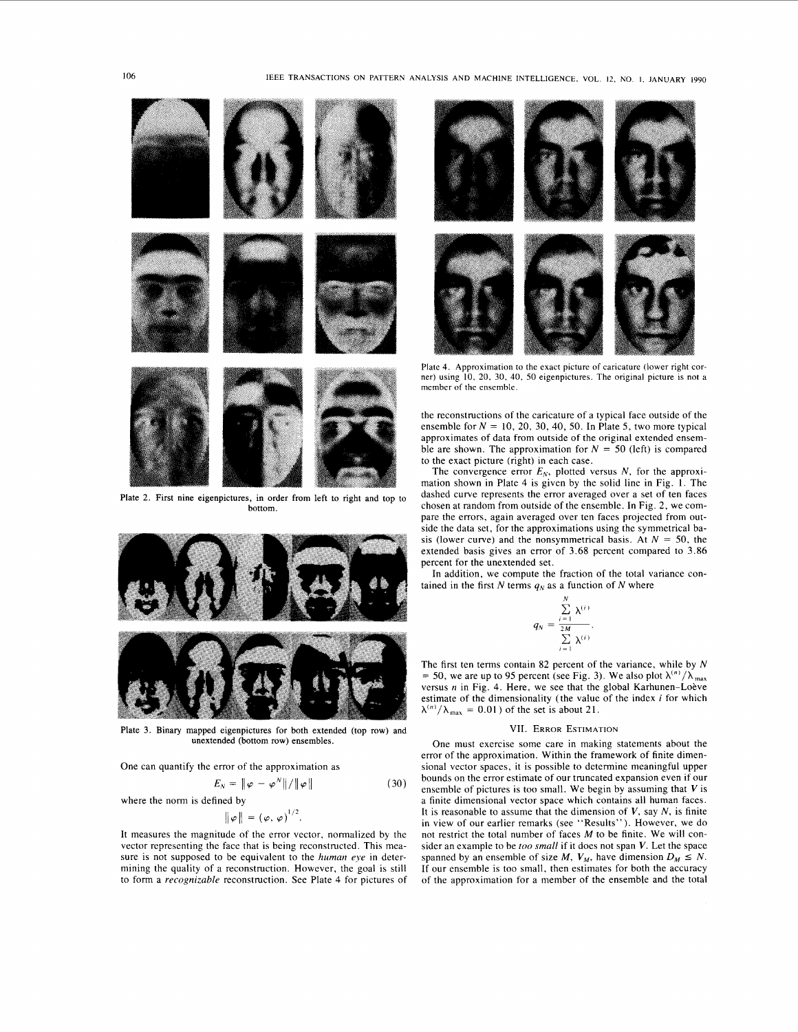Plate 2. First nine eigenpictures, in order from left to right and top to bottom.

Plate 3. Binary mapped eigenpictures for both extended (top row) and unextended (bottom row) ensembles.

One can quantify the error of the approximation as

$$E_N = \|\varphi - \varphi^N\| / \|\varphi\| \tag{30}$$

where the norm is defined by

$$\|\varphi\| = (\varphi, \varphi)^{1/2}.$$

It measures the magnitude of the error vector, normalized by the vector representing the face that is being reconstructed. This measure is not supposed to be equivalent to the *human eye* in determining the quality of a reconstruction. However, the goal is still to form a *recognizable* reconstruction. See Plate 4 for pictures of the reconstructions of the caricature of a typical face outside of the ensemble for $N = 10, 20, 30, 40, 50$. In Plate 5, two more typical approximates of data from outside of the original extended ensemble are shown. The approximation for $N = 50$ (left) is compared to the exact picture (right) in each case.

Plate 4. Approximation to the exact picture of caricature (lower right corner) using 10, 20, 30, 40, 50 eigenpictures. The original picture is not a member of the ensemble.

The convergence error $E_N$, plotted versus $N$, for the approximation shown in Plate 4 is given by the solid line in Fig. 1. The dashed curve represents the error averaged over a set of ten faces chosen at random from outside of the ensemble. In Fig. 2, we compare the errors, again averaged over ten faces projected from outside the data set, for the approximations using the symmetrical basis (lower curve) and the nonsymmetrical basis. At $N = 50$, the extended basis gives an error of 3.68 percent compared to 3.86 percent for the unextended set.

In addition, we compute the fraction of the total variance contained in the first $N$ terms $q_N$ as a function of $N$ where

$$q_N = \frac{\sum_{i=1}^{N} \lambda^{(i)}}{\sum_{i=1}^{2M} \lambda^{(i)}}.$$

The first ten terms contain 82 percent of the variance, while by $N = 50$, we are up to 95 percent (see Fig. 3). We also plot $\lambda^{(n)}/\lambda_{\max}$ versus $n$ in Fig. 4. Here, we see that the global Karhunen–Loève estimate of the dimensionality (the value of the index $i$ for which $\lambda^{(n)}/\lambda_{\max} = 0.01$) of the set is about 21.

## VII. Error Estimation

One must exercise some care in making statements about the error of the approximation. Within the framework of finite dimensional vector spaces, it is possible to determine meaningful upper bounds on the error estimate of our truncated expansion even if our ensemble of pictures is too small. We begin by assuming that $V$ is a finite dimensional vector space which contains all human faces. It is reasonable to assume that the dimension of $V$, say $N$, is finite in view of our earlier remarks (see "Results"). However, we do not restrict the total number of faces $M$ to be finite. We will consider an example to be *too small* if it does not span $V$. Let the space spanned by an ensemble of size $M$, $V_M$, have dimension $D_M \leq N$. If our ensemble is too small, then estimates for both the accuracy of the approximation for a member of the ensemble and the total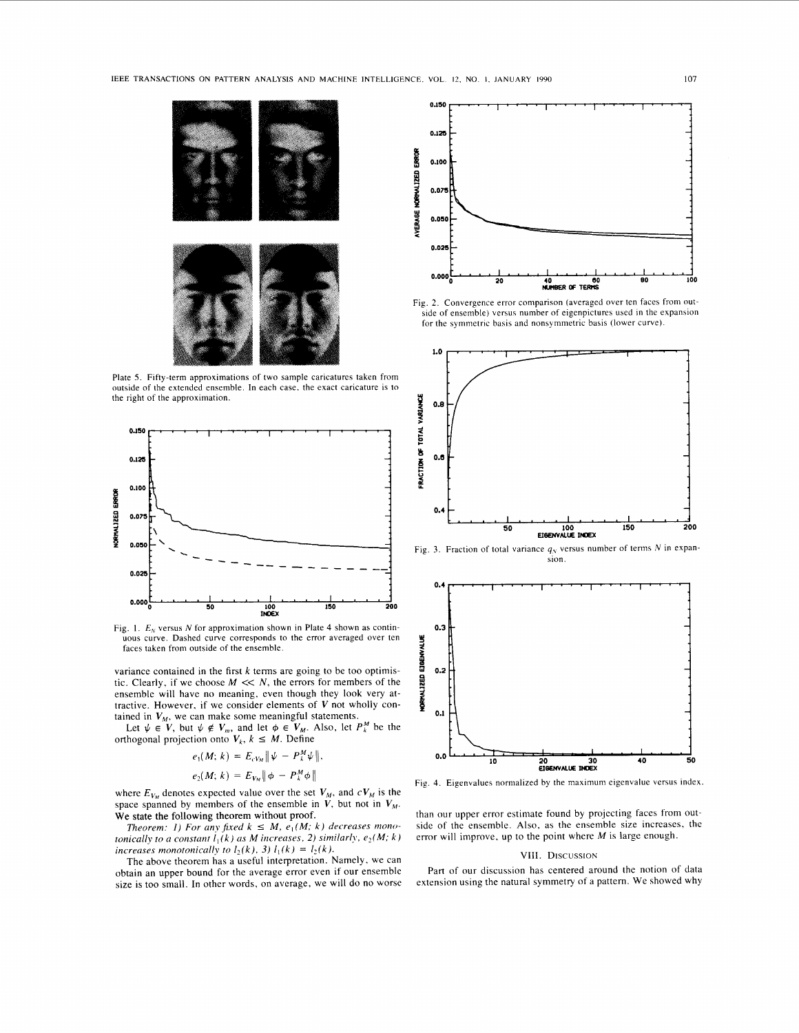Plate 5. Fifty-term approximations of two sample caricatures taken from outside of the extended ensemble. In each case, the exact caricature is to the right of the approximation.

Fig. 1. $E_N$ versus $N$ for approximation shown in Plate 4 shown as continuous curve. Dashed curve corresponds to the error averaged over ten faces taken from outside of the ensemble.

variance contained in the first $k$ terms are going to be too optimistic. Clearly, if we choose $M \ll N$, the errors for members of the ensemble will have no meaning, even though they look very attractive. However, if we consider elements of $V$ not wholly contained in $V_M$, we can make some meaningful statements.

Let $\psi \in V$, but $\psi \notin V_m$, and let $\phi \in V_M$. Also, let $P_k^M$ be the orthogonal projection onto $V_k$, $k \leq M$. Define

$$e_1(M; k) = E_{cV_M} \| \psi - P_k^M \psi \|,$$

$$e_2(M; k) = E_{V_M} \| \phi - P_k^M \phi \|$$

where $E_{V_M}$ denotes expected value over the set $V_M$, and $cV_M$ is the space spanned by members of the ensemble in $V$, but not in $V_M$. We state the following theorem without proof.

*Theorem: 1) For any fixed $k \leq M$, $e_1(M; k)$ decreases monotonically to a constant $l_1(k)$ as $M$ increases, 2) similarly, $e_2(M; k)$ increases monotonically to $l_2(k)$, 3) $l_1(k) = l_2(k)$.*

The above theorem has a useful interpretation. Namely, we can obtain an upper bound for the average error even if our ensemble size is too small. In other words, on average, we will do no worse than our upper error estimate found by projecting faces from outside of the ensemble. Also, as the ensemble size increases, the error will improve, up to the point where $M$ is large enough.

Fig. 2. Convergence error comparison (averaged over ten faces from outside of ensemble) versus number of eigenpictures used in the expansion for the symmetric basis and nonsymmetric basis (lower curve).

Fig. 3. Fraction of total variance $q_N$ versus number of terms $N$ in expansion.

Fig. 4. Eigenvalues normalized by the maximum eigenvalue versus index.

## VIII. Discussion

Part of our discussion has centered around the notion of data extension using the natural symmetry of a pattern. We showed why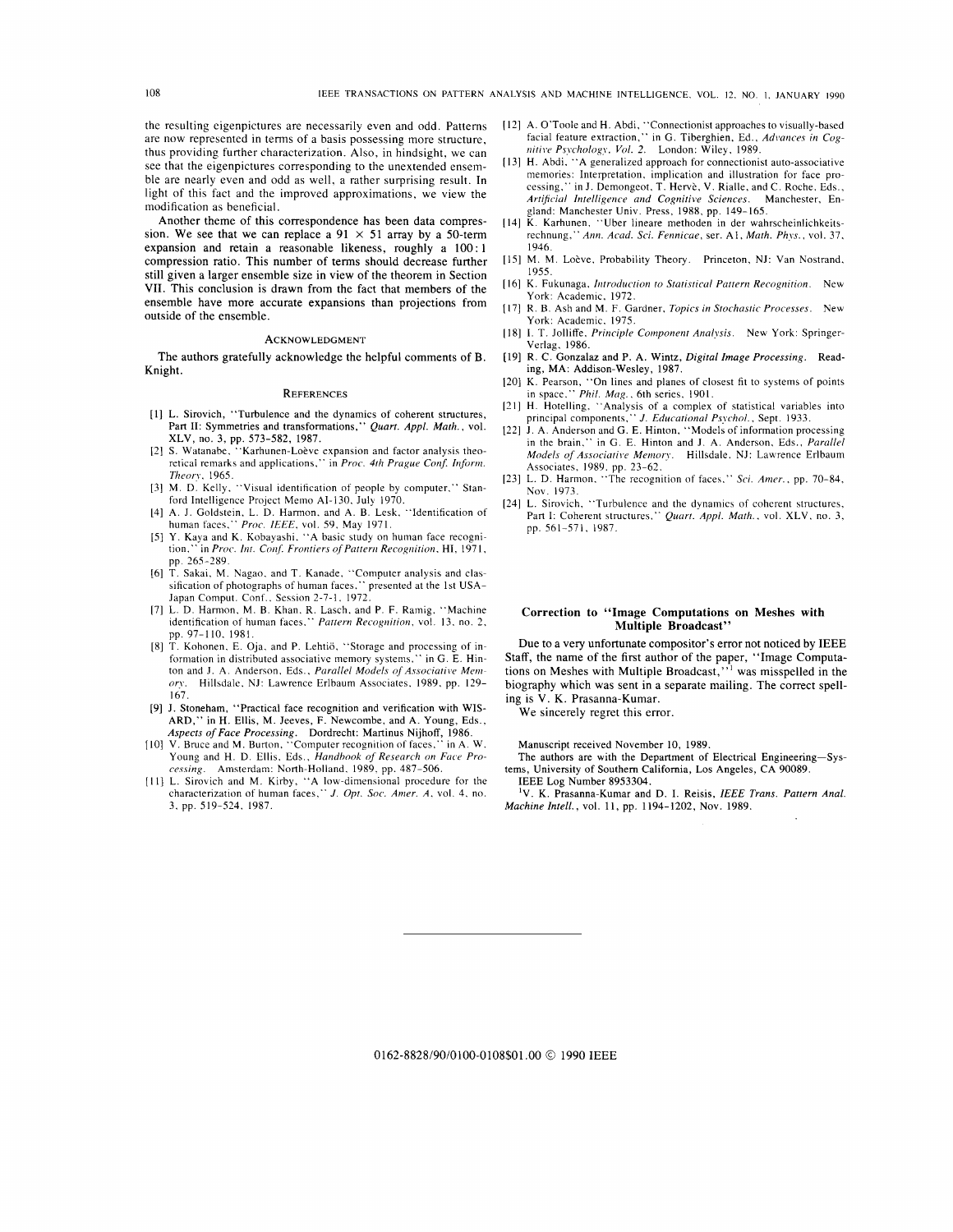the resulting eigenpictures are necessarily even and odd. Patterns are now represented in terms of a basis possessing more structure, thus providing further characterization. Also, in hindsight, we can see that the eigenpictures corresponding to the unextended ensemble are nearly even and odd as well, a rather surprising result. In light of this fact and the improved approximations, we view the modification as beneficial.

Another theme of this correspondence has been data compression. We see that we can replace a $91 \times 51$ array by a 50-term expansion and retain a reasonable likeness, roughly a 100:1 compression ratio. This number of terms should decrease further still given a larger ensemble size in view of the theorem in Section VII. This conclusion is drawn from the fact that members of the ensemble have more accurate expansions than projections from outside of the ensemble.

## Acknowledgment

The authors gratefully acknowledge the helpful comments of B. Knight.

## References

[1] L. Sirovich, "Turbulence and the dynamics of coherent structures, Part II: Symmetries and transformations," *Quart. Appl. Math.*, vol. XLV, no. 3, pp. 573–582, 1987.

[2] S. Watanabe, "Karhunen-Loève expansion and factor analysis theoretical remarks and applications," in *Proc. 4th Prague Conf. Inform. Theory*, 1965.

[3] M. D. Kelly, "Visual identification of people by computer," Stanford Intelligence Project Memo AI-130, July 1970.

[4] A. J. Goldstein, L. D. Harmon, and A. B. Lesk, "Identification of human faces," *Proc. IEEE*, vol. 59, May 1971.

[5] Y. Kaya and K. Kobayashi, "A basic study on human face recognition," in *Proc. Int. Conf. Frontiers of Pattern Recognition*, HI, 1971, pp. 265–289.

[6] T. Sakai, M. Nagao, and T. Kanade, "Computer analysis and classification of photographs of human faces," presented at the 1st USA–Japan Comput. Conf., Session 2-7-1, 1972.

[7] L. D. Harmon, M. B. Khan, R. Lasch, and P. F. Ramig, "Machine identification of human faces," *Pattern Recognition*, vol. 13, no. 2, pp. 97–110, 1981.

[8] T. Kohonen, E. Oja, and P. Lehtiö, "Storage and processing of information in distributed associative memory systems," in G. E. Hinton and J. A. Anderson, Eds., *Parallel Models of Associative Memory*. Hillsdale, NJ: Lawrence Erlbaum Associates, 1989, pp. 129–167.

[9] J. Stoneham, "Practical face recognition and verification with WISARD," in H. Ellis, M. Jeeves, F. Newcombe, and A. Young, Eds., *Aspects of Face Processing*. Dordrecht: Martinus Nijhoff, 1986.

[10] V. Bruce and M. Burton, "Computer recognition of faces," in A. W. Young and H. D. Ellis, Eds., *Handbook of Research on Face Processing*. Amsterdam: North-Holland, 1989, pp. 487–506.

[11] L. Sirovich and M. Kirby, "A low-dimensional procedure for the characterization of human faces," *J. Opt. Soc. Amer. A*, vol. 4, no. 3, pp. 519–524, 1987.

[12] A. O'Toole and H. Abdi, "Connectionist approaches to visually-based facial feature extraction," in G. Tiberghien, Ed., *Advances in Cognitive Psychology, Vol. 2*. London: Wiley, 1989.

[13] H. Abdi, "A generalized approach for connectionist auto-associative memories: Interpretation, implication and illustration for face processing," in J. Demongeot, T. Hervè, V. Rialle, and C. Roche, Eds., *Artificial Intelligence and Cognitive Sciences*. Manchester, England: Manchester Univ. Press, 1988, pp. 149–165.

[14] K. Karhunen, "Uber lineare methoden in der wahrscheinlichkeitsrechnung," *Ann. Acad. Sci. Fennicae*, ser. A1, *Math. Phys.*, vol. 37, 1946.

[15] M. M. Loève, Probability Theory. Princeton, NJ: Van Nostrand, 1955.

[16] K. Fukunaga, *Introduction to Statistical Pattern Recognition*. New York: Academic, 1972.

[17] R. B. Ash and M. F. Gardner, *Topics in Stochastic Processes*. New York: Academic, 1975.

[18] I. T. Jolliffe, *Principle Component Analysis*. New York: Springer-Verlag, 1986.

[19] R. C. Gonzalaz and P. A. Wintz, *Digital Image Processing*. Reading, MA: Addison-Wesley, 1987.

[20] K. Pearson, "On lines and planes of closest fit to systems of points in space," *Phil. Mag.*, 6th series, 1901.

[21] H. Hotelling, "Analysis of a complex of statistical variables into principal components," *J. Educational Psychol.*, Sept. 1933.

[22] J. A. Anderson and G. E. Hinton, "Models of information processing in the brain," in G. E. Hinton and J. A. Anderson, Eds., *Parallel Models of Associative Memory*. Hillsdale, NJ: Lawrence Erlbaum Associates, 1989, pp. 23–62.

[23] L. D. Harmon, "The recognition of faces," *Sci. Amer.*, pp. 70–84, Nov. 1973.

[24] L. Sirovich, "Turbulence and the dynamics of coherent structures, Part I: Coherent structures," *Quart. Appl. Math.*, vol. XLV, no. 3, pp. 561–571, 1987.

# Correction to "Image Computations on Meshes with Multiple Broadcast"

Due to a very unfortunate compositor's error not noticed by IEEE Staff, the name of the first author of the paper, "Image Computations on Meshes with Multiple Broadcast,"[1] was misspelled in the biography which was sent in a separate mailing. The correct spelling is V. K. Prasanna-Kumar.

We sincerely regret this error.

Manuscript received November 10, 1989.

The authors are with the Department of Electrical Engineering—Systems, University of Southern California, Los Angeles, CA 90089.

IEEE Log Number 8953304.

[1] V. K. Prasanna-Kumar and D. I. Reisis, *IEEE Trans. Pattern Anal. Machine Intell.*, vol. 11, pp. 1194–1202, Nov. 1989.

0162-8828/90/0100-0108$01.00 © 1990 IEEE